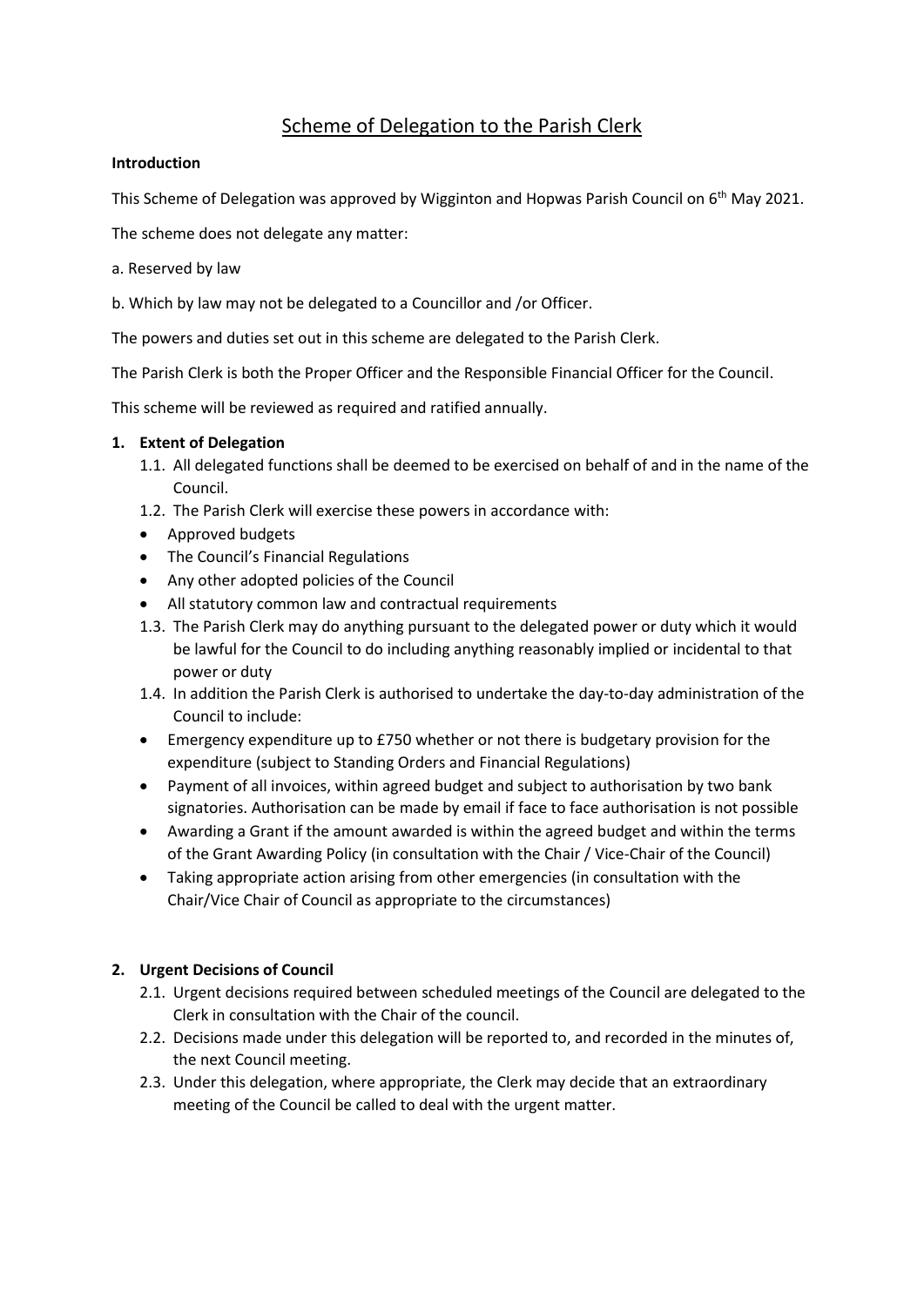# Scheme of Delegation to the Parish Clerk

**Introduction**

This Scheme of Delegation was approved by Wigginton and Hopwas Parish Council on 6th May 2021.

The scheme does not delegate any matter:

a. Reserved by law

b. Which by law may not be delegated to a Councillor and /or Officer.

The powers and duties set out in this scheme are delegated to the Parish Clerk.

The Parish Clerk is both the Proper Officer and the Responsible Financial Officer for the Council.

This scheme will be reviewed as required and ratified annually.

## 1. Extent of Delegation

1.1. All delegated functions shall be deemed to be exercised on behalf of and in the name of the Council.

1.2. The Parish Clerk will exercise these powers in accordance with:

- Approved budgets
- The Council's Financial Regulations
- Any other adopted policies of the Council
- All statutory common law and contractual requirements

1.3. The Parish Clerk may do anything pursuant to the delegated power or duty which it would be lawful for the Council to do including anything reasonably implied or incidental to that power or duty

1.4. In addition the Parish Clerk is authorised to undertake the day-to-day administration of the Council to include:

- Emergency expenditure up to £750 whether or not there is budgetary provision for the expenditure (subject to Standing Orders and Financial Regulations)
- Payment of all invoices, within agreed budget and subject to authorisation by two bank signatories. Authorisation can be made by email if face to face authorisation is not possible
- Awarding a Grant if the amount awarded is within the agreed budget and within the terms of the Grant Awarding Policy (in consultation with the Chair / Vice-Chair of the Council)
- Taking appropriate action arising from other emergencies (in consultation with the Chair/Vice Chair of Council as appropriate to the circumstances)

## 2. Urgent Decisions of Council

2.1. Urgent decisions required between scheduled meetings of the Council are delegated to the Clerk in consultation with the Chair of the council.

2.2. Decisions made under this delegation will be reported to, and recorded in the minutes of, the next Council meeting.

2.3. Under this delegation, where appropriate, the Clerk may decide that an extraordinary meeting of the Council be called to deal with the urgent matter.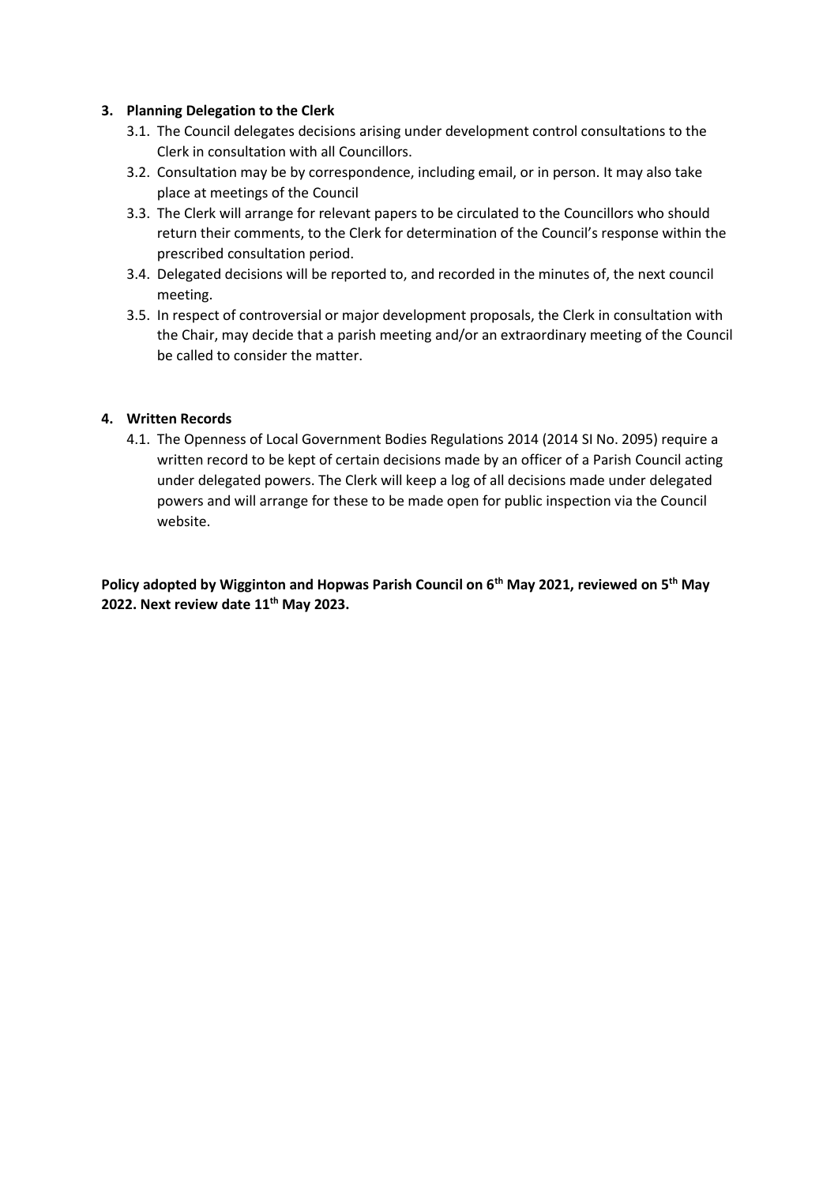## 3. Planning Delegation to the Clerk

3.1. The Council delegates decisions arising under development control consultations to the Clerk in consultation with all Councillors.

3.2. Consultation may be by correspondence, including email, or in person. It may also take place at meetings of the Council

3.3. The Clerk will arrange for relevant papers to be circulated to the Councillors who should return their comments, to the Clerk for determination of the Council's response within the prescribed consultation period.

3.4. Delegated decisions will be reported to, and recorded in the minutes of, the next council meeting.

3.5. In respect of controversial or major development proposals, the Clerk in consultation with the Chair, may decide that a parish meeting and/or an extraordinary meeting of the Council be called to consider the matter.

## 4. Written Records

4.1. The Openness of Local Government Bodies Regulations 2014 (2014 SI No. 2095) require a written record to be kept of certain decisions made by an officer of a Parish Council acting under delegated powers. The Clerk will keep a log of all decisions made under delegated powers and will arrange for these to be made open for public inspection via the Council website.

**Policy adopted by Wigginton and Hopwas Parish Council on 6th May 2021, reviewed on 5th May 2022. Next review date 11th May 2023.**